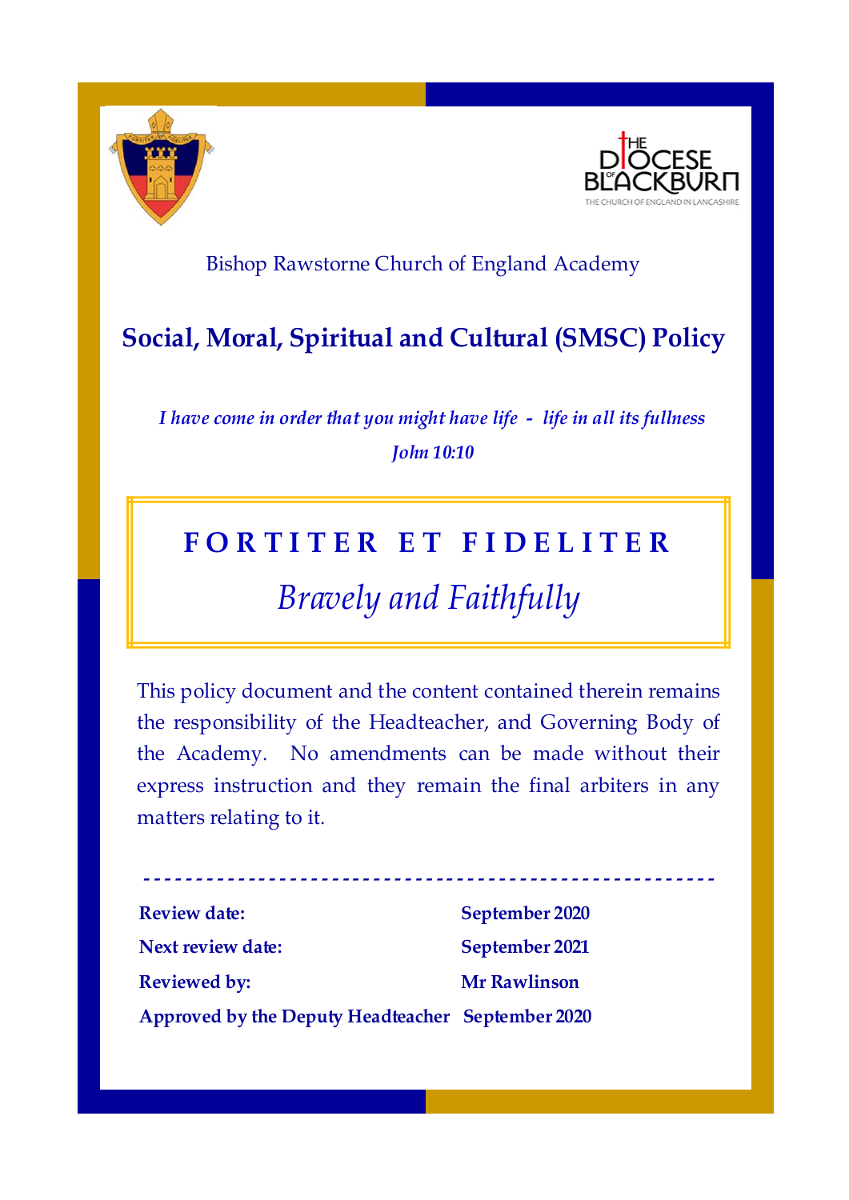Bishop Rawstorne Church of England Academy

# Social, Moral, Spiritual and Cultural (SMSC) Policy

*I have come in order that you might have life - life in all its fullness*

*John 10:10*

**FORTITER ET FIDELITER**

*Bravely and Faithfully*

This policy document and the content contained therein remains the responsibility of the Headteacher, and Governing Body of the Academy. No amendments can be made without their express instruction and they remain the final arbiters in any matters relating to it.

| | |
|---|---|
| **Review date:** | **September 2020** |
| **Next review date:** | **September 2021** |
| **Reviewed by:** | **Mr Rawlinson** |
| **Approved by the Deputy Headteacher** | **September 2020** |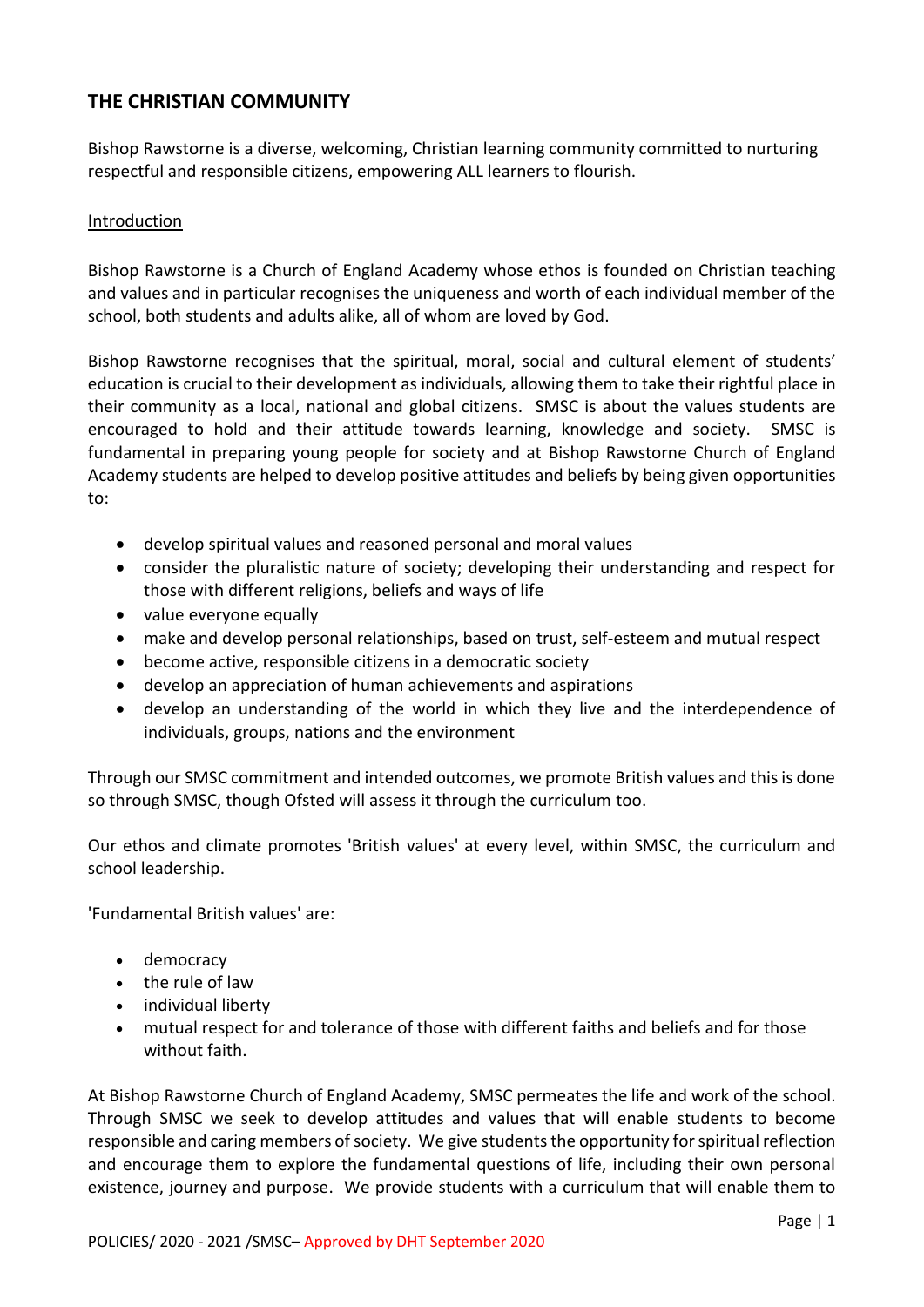## THE CHRISTIAN COMMUNITY

Bishop Rawstorne is a diverse, welcoming, Christian learning community committed to nurturing respectful and responsible citizens, empowering ALL learners to flourish.

<u>Introduction</u>

Bishop Rawstorne is a Church of England Academy whose ethos is founded on Christian teaching and values and in particular recognises the uniqueness and worth of each individual member of the school, both students and adults alike, all of whom are loved by God.

Bishop Rawstorne recognises that the spiritual, moral, social and cultural element of students' education is crucial to their development as individuals, allowing them to take their rightful place in their community as a local, national and global citizens. SMSC is about the values students are encouraged to hold and their attitude towards learning, knowledge and society. SMSC is fundamental in preparing young people for society and at Bishop Rawstorne Church of England Academy students are helped to develop positive attitudes and beliefs by being given opportunities to:

- develop spiritual values and reasoned personal and moral values
- consider the pluralistic nature of society; developing their understanding and respect for those with different religions, beliefs and ways of life
- value everyone equally
- make and develop personal relationships, based on trust, self-esteem and mutual respect
- become active, responsible citizens in a democratic society
- develop an appreciation of human achievements and aspirations
- develop an understanding of the world in which they live and the interdependence of individuals, groups, nations and the environment

Through our SMSC commitment and intended outcomes, we promote British values and this is done so through SMSC, though Ofsted will assess it through the curriculum too.

Our ethos and climate promotes 'British values' at every level, within SMSC, the curriculum and school leadership.

'Fundamental British values' are:

- democracy
- the rule of law
- individual liberty
- mutual respect for and tolerance of those with different faiths and beliefs and for those without faith.

At Bishop Rawstorne Church of England Academy, SMSC permeates the life and work of the school. Through SMSC we seek to develop attitudes and values that will enable students to become responsible and caring members of society. We give students the opportunity for spiritual reflection and encourage them to explore the fundamental questions of life, including their own personal existence, journey and purpose. We provide students with a curriculum that will enable them to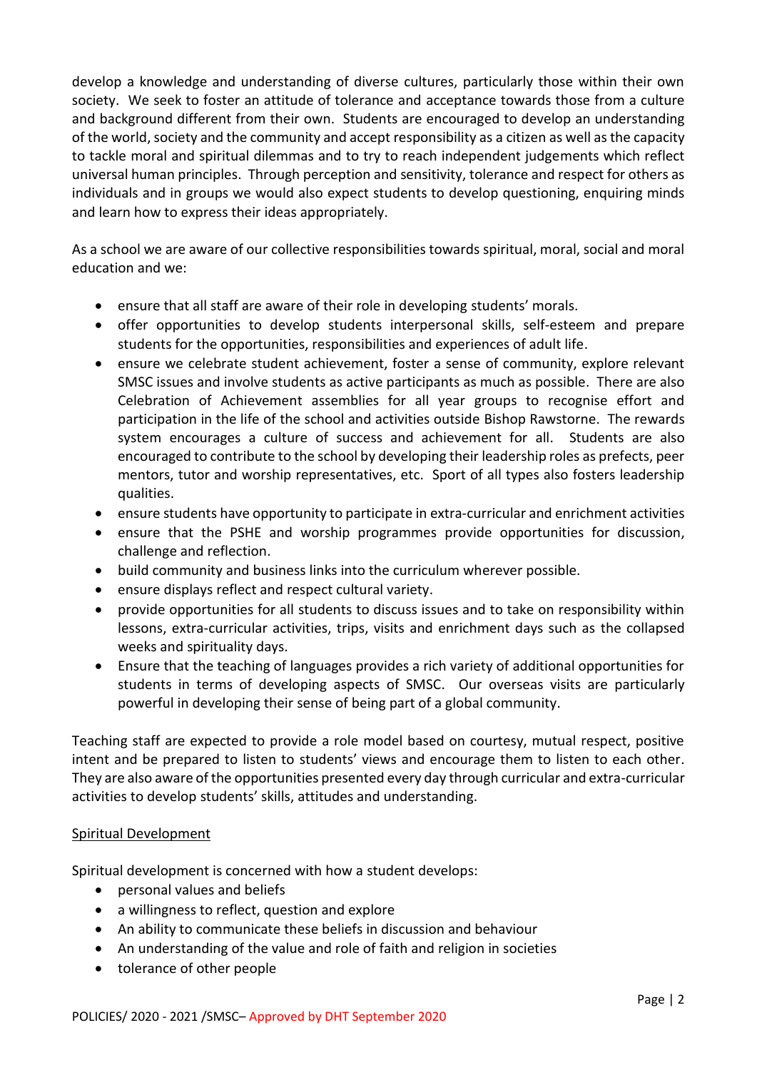develop a knowledge and understanding of diverse cultures, particularly those within their own society. We seek to foster an attitude of tolerance and acceptance towards those from a culture and background different from their own. Students are encouraged to develop an understanding of the world, society and the community and accept responsibility as a citizen as well as the capacity to tackle moral and spiritual dilemmas and to try to reach independent judgements which reflect universal human principles. Through perception and sensitivity, tolerance and respect for others as individuals and in groups we would also expect students to develop questioning, enquiring minds and learn how to express their ideas appropriately.

As a school we are aware of our collective responsibilities towards spiritual, moral, social and moral education and we:

- ensure that all staff are aware of their role in developing students' morals.
- offer opportunities to develop students interpersonal skills, self-esteem and prepare students for the opportunities, responsibilities and experiences of adult life.
- ensure we celebrate student achievement, foster a sense of community, explore relevant SMSC issues and involve students as active participants as much as possible. There are also Celebration of Achievement assemblies for all year groups to recognise effort and participation in the life of the school and activities outside Bishop Rawstorne. The rewards system encourages a culture of success and achievement for all. Students are also encouraged to contribute to the school by developing their leadership roles as prefects, peer mentors, tutor and worship representatives, etc. Sport of all types also fosters leadership qualities.
- ensure students have opportunity to participate in extra-curricular and enrichment activities
- ensure that the PSHE and worship programmes provide opportunities for discussion, challenge and reflection.
- build community and business links into the curriculum wherever possible.
- ensure displays reflect and respect cultural variety.
- provide opportunities for all students to discuss issues and to take on responsibility within lessons, extra-curricular activities, trips, visits and enrichment days such as the collapsed weeks and spirituality days.
- Ensure that the teaching of languages provides a rich variety of additional opportunities for students in terms of developing aspects of SMSC. Our overseas visits are particularly powerful in developing their sense of being part of a global community.

Teaching staff are expected to provide a role model based on courtesy, mutual respect, positive intent and be prepared to listen to students' views and encourage them to listen to each other. They are also aware of the opportunities presented every day through curricular and extra-curricular activities to develop students' skills, attitudes and understanding.

## Spiritual Development

Spiritual development is concerned with how a student develops:

- personal values and beliefs
- a willingness to reflect, question and explore
- An ability to communicate these beliefs in discussion and behaviour
- An understanding of the value and role of faith and religion in societies
- tolerance of other people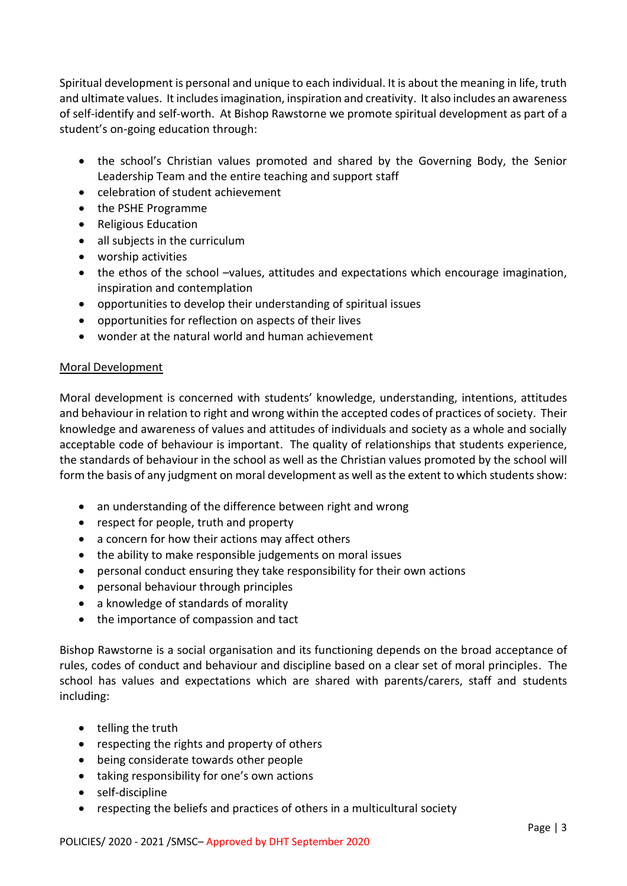Spiritual development is personal and unique to each individual. It is about the meaning in life, truth and ultimate values. It includes imagination, inspiration and creativity. It also includes an awareness of self-identify and self-worth. At Bishop Rawstorne we promote spiritual development as part of a student's on-going education through:

- the school's Christian values promoted and shared by the Governing Body, the Senior Leadership Team and the entire teaching and support staff
- celebration of student achievement
- the PSHE Programme
- Religious Education
- all subjects in the curriculum
- worship activities
- the ethos of the school –values, attitudes and expectations which encourage imagination, inspiration and contemplation
- opportunities to develop their understanding of spiritual issues
- opportunities for reflection on aspects of their lives
- wonder at the natural world and human achievement

<u>Moral Development</u>

Moral development is concerned with students' knowledge, understanding, intentions, attitudes and behaviour in relation to right and wrong within the accepted codes of practices of society. Their knowledge and awareness of values and attitudes of individuals and society as a whole and socially acceptable code of behaviour is important. The quality of relationships that students experience, the standards of behaviour in the school as well as the Christian values promoted by the school will form the basis of any judgment on moral development as well as the extent to which students show:

- an understanding of the difference between right and wrong
- respect for people, truth and property
- a concern for how their actions may affect others
- the ability to make responsible judgements on moral issues
- personal conduct ensuring they take responsibility for their own actions
- personal behaviour through principles
- a knowledge of standards of morality
- the importance of compassion and tact

Bishop Rawstorne is a social organisation and its functioning depends on the broad acceptance of rules, codes of conduct and behaviour and discipline based on a clear set of moral principles. The school has values and expectations which are shared with parents/carers, staff and students including:

- telling the truth
- respecting the rights and property of others
- being considerate towards other people
- taking responsibility for one's own actions
- self-discipline
- respecting the beliefs and practices of others in a multicultural society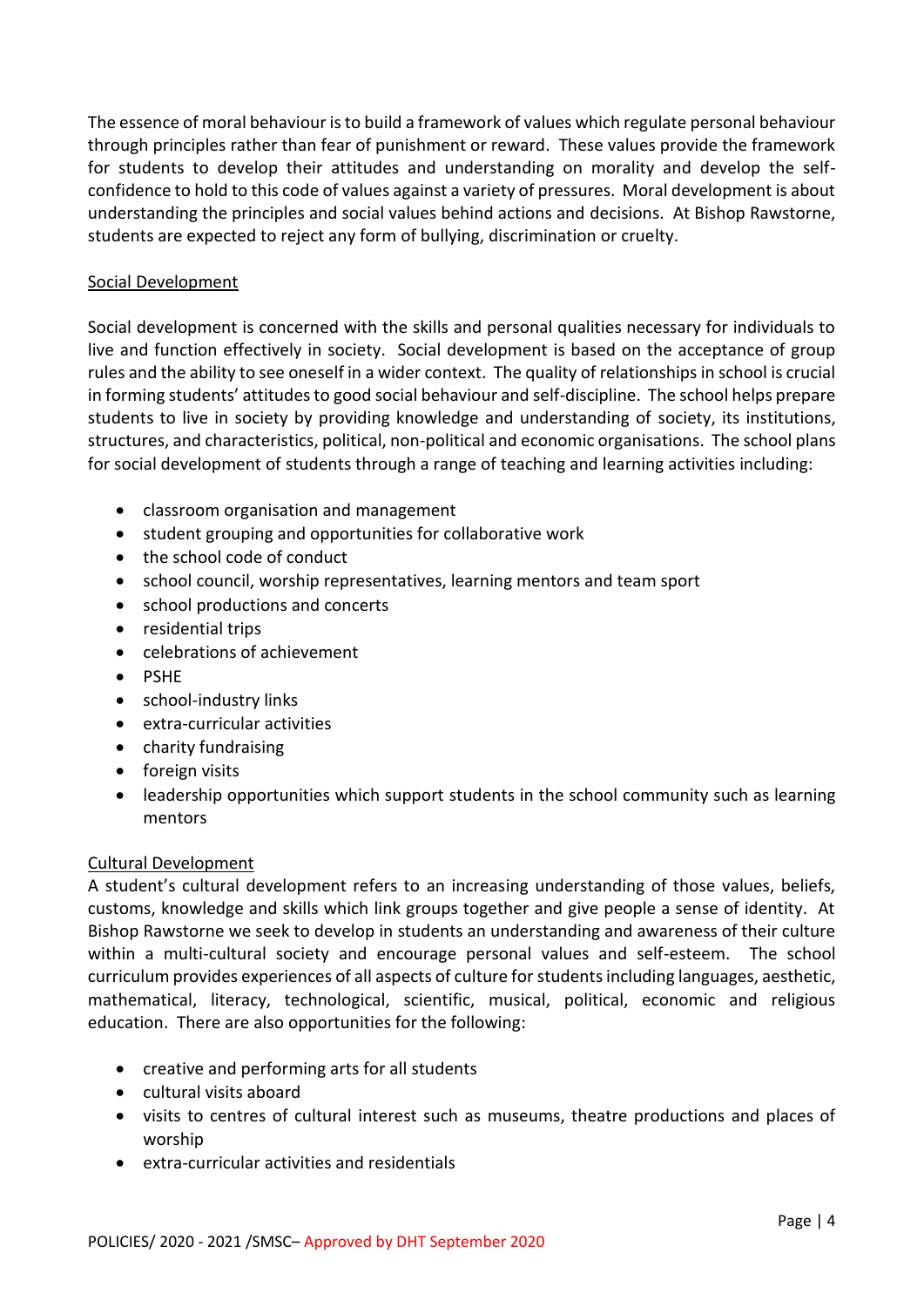The essence of moral behaviour is to build a framework of values which regulate personal behaviour through principles rather than fear of punishment or reward. These values provide the framework for students to develop their attitudes and understanding on morality and develop the self-confidence to hold to this code of values against a variety of pressures. Moral development is about understanding the principles and social values behind actions and decisions. At Bishop Rawstorne, students are expected to reject any form of bullying, discrimination or cruelty.

## Social Development

Social development is concerned with the skills and personal qualities necessary for individuals to live and function effectively in society. Social development is based on the acceptance of group rules and the ability to see oneself in a wider context. The quality of relationships in school is crucial in forming students' attitudes to good social behaviour and self-discipline. The school helps prepare students to live in society by providing knowledge and understanding of society, its institutions, structures, and characteristics, political, non-political and economic organisations. The school plans for social development of students through a range of teaching and learning activities including:

- classroom organisation and management
- student grouping and opportunities for collaborative work
- the school code of conduct
- school council, worship representatives, learning mentors and team sport
- school productions and concerts
- residential trips
- celebrations of achievement
- PSHE
- school-industry links
- extra-curricular activities
- charity fundraising
- foreign visits
- leadership opportunities which support students in the school community such as learning mentors

## Cultural Development

A student's cultural development refers to an increasing understanding of those values, beliefs, customs, knowledge and skills which link groups together and give people a sense of identity. At Bishop Rawstorne we seek to develop in students an understanding and awareness of their culture within a multi-cultural society and encourage personal values and self-esteem. The school curriculum provides experiences of all aspects of culture for students including languages, aesthetic, mathematical, literacy, technological, scientific, musical, political, economic and religious education. There are also opportunities for the following:

- creative and performing arts for all students
- cultural visits aboard
- visits to centres of cultural interest such as museums, theatre productions and places of worship
- extra-curricular activities and residentials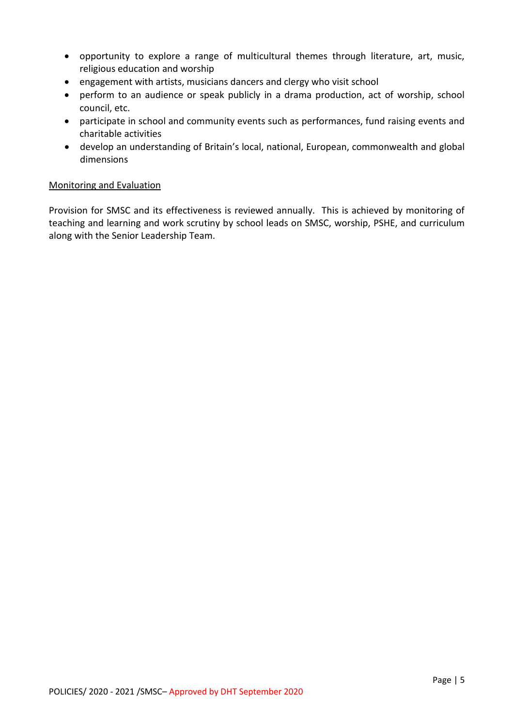- opportunity to explore a range of multicultural themes through literature, art, music, religious education and worship
- engagement with artists, musicians dancers and clergy who visit school
- perform to an audience or speak publicly in a drama production, act of worship, school council, etc.
- participate in school and community events such as performances, fund raising events and charitable activities
- develop an understanding of Britain's local, national, European, commonwealth and global dimensions

## Monitoring and Evaluation

Provision for SMSC and its effectiveness is reviewed annually. This is achieved by monitoring of teaching and learning and work scrutiny by school leads on SMSC, worship, PSHE, and curriculum along with the Senior Leadership Team.